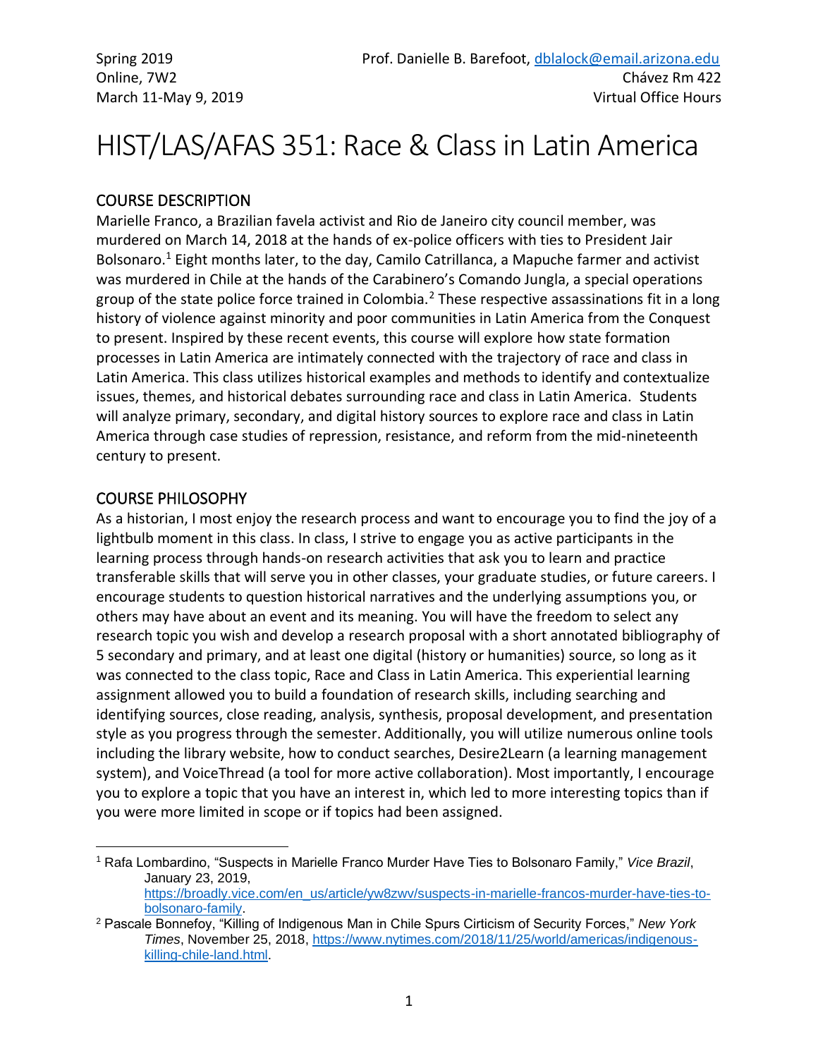Spring 2019
Online, 7W2
March 11-May 9, 2019

Prof. Danielle B. Barefoot, dblalock@email.arizona.edu
Chávez Rm 422
Virtual Office Hours

# HIST/LAS/AFAS 351: Race & Class in Latin America

## COURSE DESCRIPTION

Marielle Franco, a Brazilian favela activist and Rio de Janeiro city council member, was murdered on March 14, 2018 at the hands of ex-police officers with ties to President Jair Bolsonaro.[1] Eight months later, to the day, Camilo Catrillanca, a Mapuche farmer and activist was murdered in Chile at the hands of the Carabinero's Comando Jungla, a special operations group of the state police force trained in Colombia.[2] These respective assassinations fit in a long history of violence against minority and poor communities in Latin America from the Conquest to present. Inspired by these recent events, this course will explore how state formation processes in Latin America are intimately connected with the trajectory of race and class in Latin America. This class utilizes historical examples and methods to identify and contextualize issues, themes, and historical debates surrounding race and class in Latin America. Students will analyze primary, secondary, and digital history sources to explore race and class in Latin America through case studies of repression, resistance, and reform from the mid-nineteenth century to present.

## COURSE PHILOSOPHY

As a historian, I most enjoy the research process and want to encourage you to find the joy of a lightbulb moment in this class. In class, I strive to engage you as active participants in the learning process through hands-on research activities that ask you to learn and practice transferable skills that will serve you in other classes, your graduate studies, or future careers. I encourage students to question historical narratives and the underlying assumptions you, or others may have about an event and its meaning. You will have the freedom to select any research topic you wish and develop a research proposal with a short annotated bibliography of 5 secondary and primary, and at least one digital (history or humanities) source, so long as it was connected to the class topic, Race and Class in Latin America. This experiential learning assignment allowed you to build a foundation of research skills, including searching and identifying sources, close reading, analysis, synthesis, proposal development, and presentation style as you progress through the semester. Additionally, you will utilize numerous online tools including the library website, how to conduct searches, Desire2Learn (a learning management system), and VoiceThread (a tool for more active collaboration). Most importantly, I encourage you to explore a topic that you have an interest in, which led to more interesting topics than if you were more limited in scope or if topics had been assigned.

---

[1] Rafa Lombardino, "Suspects in Marielle Franco Murder Have Ties to Bolsonaro Family," *Vice Brazil*, January 23, 2019, https://broadly.vice.com/en_us/article/yw8zwv/suspects-in-marielle-francos-murder-have-ties-to-bolsonaro-family.

[2] Pascale Bonnefoy, "Killing of Indigenous Man in Chile Spurs Cirticism of Security Forces," *New York Times*, November 25, 2018, https://www.nytimes.com/2018/11/25/world/americas/indigenous-killing-chile-land.html.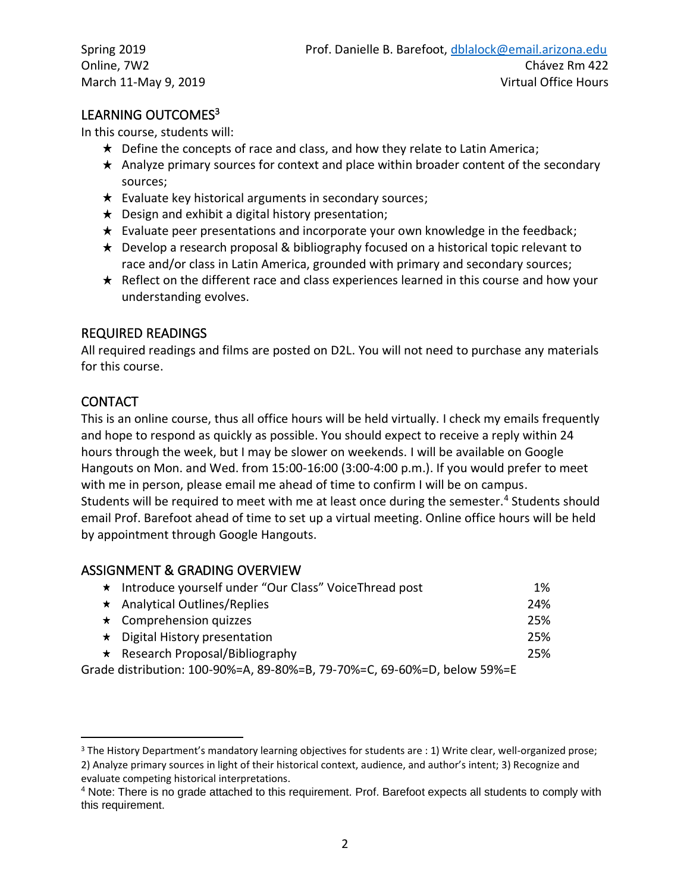Spring 2019
Online, 7W2
March 11-May 9, 2019

Prof. Danielle B. Barefoot, dblalock@email.arizona.edu
Chávez Rm 422
Virtual Office Hours

## LEARNING OUTCOMES[3]

In this course, students will:

- ★ Define the concepts of race and class, and how they relate to Latin America;
- ★ Analyze primary sources for context and place within broader content of the secondary sources;
- ★ Evaluate key historical arguments in secondary sources;
- ★ Design and exhibit a digital history presentation;
- ★ Evaluate peer presentations and incorporate your own knowledge in the feedback;
- ★ Develop a research proposal & bibliography focused on a historical topic relevant to race and/or class in Latin America, grounded with primary and secondary sources;
- ★ Reflect on the different race and class experiences learned in this course and how your understanding evolves.

## REQUIRED READINGS

All required readings and films are posted on D2L. You will not need to purchase any materials for this course.

## CONTACT

This is an online course, thus all office hours will be held virtually. I check my emails frequently and hope to respond as quickly as possible. You should expect to receive a reply within 24 hours through the week, but I may be slower on weekends. I will be available on Google Hangouts on Mon. and Wed. from 15:00-16:00 (3:00-4:00 p.m.). If you would prefer to meet with me in person, please email me ahead of time to confirm I will be on campus.
Students will be required to meet with me at least once during the semester.[4] Students should email Prof. Barefoot ahead of time to set up a virtual meeting. Online office hours will be held by appointment through Google Hangouts.

## ASSIGNMENT & GRADING OVERVIEW

| Assignment | Weight |
|---|---|
| ★ Introduce yourself under "Our Class" VoiceThread post | 1% |
| ★ Analytical Outlines/Replies | 24% |
| ★ Comprehension quizzes | 25% |
| ★ Digital History presentation | 25% |
| ★ Research Proposal/Bibliography | 25% |

Grade distribution: 100-90%=A, 89-80%=B, 79-70%=C, 69-60%=D, below 59%=E

---

[3] The History Department's mandatory learning objectives for students are : 1) Write clear, well-organized prose; 2) Analyze primary sources in light of their historical context, audience, and author's intent; 3) Recognize and evaluate competing historical interpretations.

[4] Note: There is no grade attached to this requirement. Prof. Barefoot expects all students to comply with this requirement.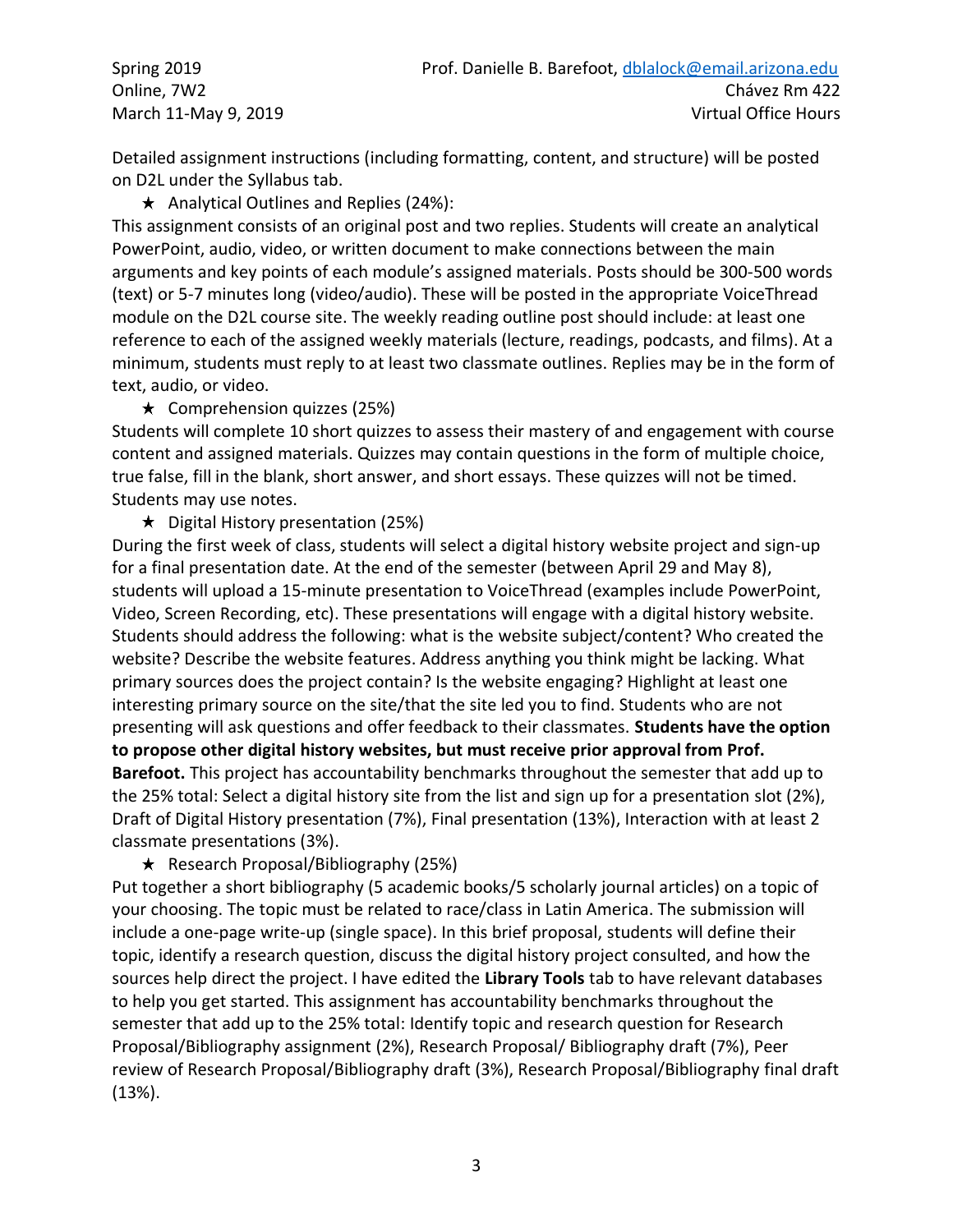Detailed assignment instructions (including formatting, content, and structure) will be posted on D2L under the Syllabus tab.

★ Analytical Outlines and Replies (24%):

This assignment consists of an original post and two replies. Students will create an analytical PowerPoint, audio, video, or written document to make connections between the main arguments and key points of each module's assigned materials. Posts should be 300-500 words (text) or 5-7 minutes long (video/audio). These will be posted in the appropriate VoiceThread module on the D2L course site. The weekly reading outline post should include: at least one reference to each of the assigned weekly materials (lecture, readings, podcasts, and films). At a minimum, students must reply to at least two classmate outlines. Replies may be in the form of text, audio, or video.

★ Comprehension quizzes (25%)

Students will complete 10 short quizzes to assess their mastery of and engagement with course content and assigned materials. Quizzes may contain questions in the form of multiple choice, true false, fill in the blank, short answer, and short essays. These quizzes will not be timed. Students may use notes.

★ Digital History presentation (25%)

During the first week of class, students will select a digital history website project and sign-up for a final presentation date. At the end of the semester (between April 29 and May 8), students will upload a 15-minute presentation to VoiceThread (examples include PowerPoint, Video, Screen Recording, etc). These presentations will engage with a digital history website. Students should address the following: what is the website subject/content? Who created the website? Describe the website features. Address anything you think might be lacking. What primary sources does the project contain? Is the website engaging? Highlight at least one interesting primary source on the site/that the site led you to find. Students who are not presenting will ask questions and offer feedback to their classmates. **Students have the option to propose other digital history websites, but must receive prior approval from Prof. Barefoot.** This project has accountability benchmarks throughout the semester that add up to the 25% total: Select a digital history site from the list and sign up for a presentation slot (2%), Draft of Digital History presentation (7%), Final presentation (13%), Interaction with at least 2 classmate presentations (3%).

★ Research Proposal/Bibliography (25%)

Put together a short bibliography (5 academic books/5 scholarly journal articles) on a topic of your choosing. The topic must be related to race/class in Latin America. The submission will include a one-page write-up (single space). In this brief proposal, students will define their topic, identify a research question, discuss the digital history project consulted, and how the sources help direct the project. I have edited the **Library Tools** tab to have relevant databases to help you get started. This assignment has accountability benchmarks throughout the semester that add up to the 25% total: Identify topic and research question for Research Proposal/Bibliography assignment (2%), Research Proposal/ Bibliography draft (7%), Peer review of Research Proposal/Bibliography draft (3%), Research Proposal/Bibliography final draft (13%).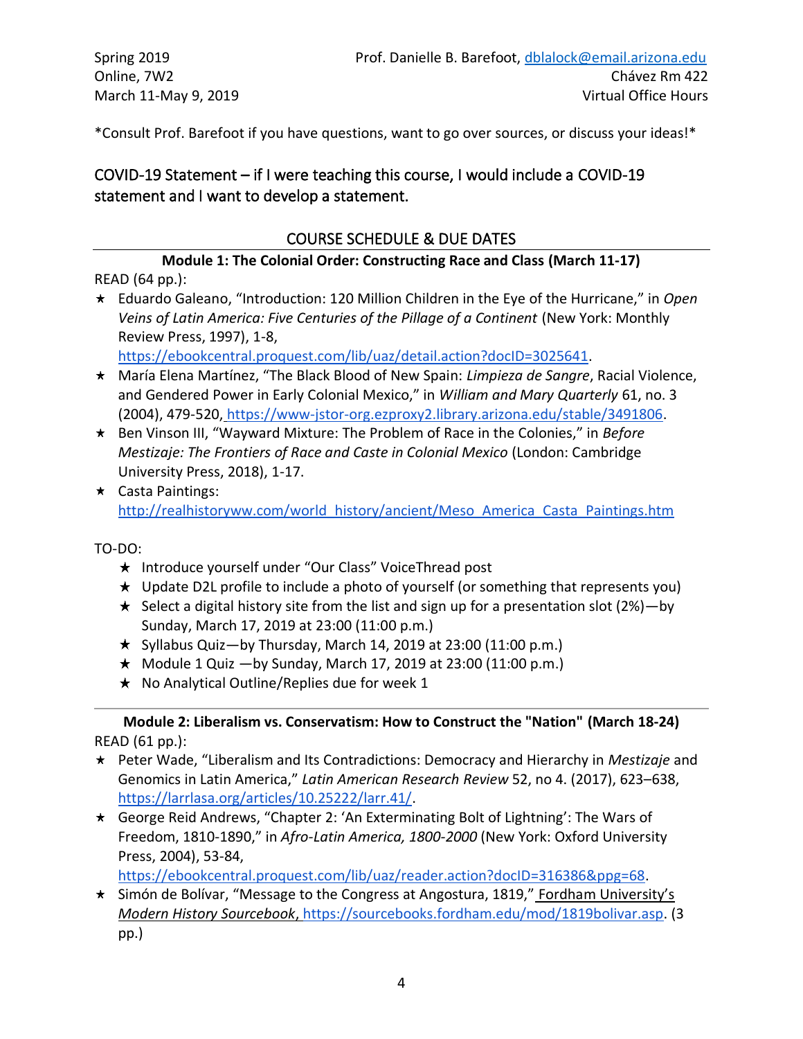Spring 2019
Online, 7W2
March 11-May 9, 2019

Prof. Danielle B. Barefoot, [dblalock@email.arizona.edu](mailto:dblalock@email.arizona.edu)
Chávez Rm 422
Virtual Office Hours

*Consult Prof. Barefoot if you have questions, want to go over sources, or discuss your ideas!*

## COVID-19 Statement – if I were teaching this course, I would include a COVID-19 statement and I want to develop a statement.

## COURSE SCHEDULE & DUE DATES

### Module 1: The Colonial Order: Constructing Race and Class (March 11-17)

READ (64 pp.):

- Eduardo Galeano, "Introduction: 120 Million Children in the Eye of the Hurricane," in *Open Veins of Latin America: Five Centuries of the Pillage of a Continent* (New York: Monthly Review Press, 1997), 1-8, https://ebookcentral.proquest.com/lib/uaz/detail.action?docID=3025641.
- María Elena Martínez, "The Black Blood of New Spain: *Limpieza de Sangre*, Racial Violence, and Gendered Power in Early Colonial Mexico," in *William and Mary Quarterly* 61, no. 3 (2004), 479-520, https://www-jstor-org.ezproxy2.library.arizona.edu/stable/3491806.
- Ben Vinson III, "Wayward Mixture: The Problem of Race in the Colonies," in *Before Mestizaje: The Frontiers of Race and Caste in Colonial Mexico* (London: Cambridge University Press, 2018), 1-17.
- Casta Paintings: http://realhistoryww.com/world_history/ancient/Meso_America_Casta_Paintings.htm

TO-DO:

- Introduce yourself under "Our Class" VoiceThread post
- Update D2L profile to include a photo of yourself (or something that represents you)
- Select a digital history site from the list and sign up for a presentation slot (2%)—by Sunday, March 17, 2019 at 23:00 (11:00 p.m.)
- Syllabus Quiz—by Thursday, March 14, 2019 at 23:00 (11:00 p.m.)
- Module 1 Quiz —by Sunday, March 17, 2019 at 23:00 (11:00 p.m.)
- No Analytical Outline/Replies due for week 1

---

### Module 2: Liberalism vs. Conservatism: How to Construct the "Nation" (March 18-24)

READ (61 pp.):

- Peter Wade, "Liberalism and Its Contradictions: Democracy and Hierarchy in *Mestizaje* and Genomics in Latin America," *Latin American Research Review* 52, no 4. (2017), 623–638, https://larrlasa.org/articles/10.25222/larr.41/.
- George Reid Andrews, "Chapter 2: 'An Exterminating Bolt of Lightning': The Wars of Freedom, 1810-1890," in *Afro-Latin America, 1800-2000* (New York: Oxford University Press, 2004), 53-84, https://ebookcentral.proquest.com/lib/uaz/reader.action?docID=316386&ppg=68.
- Simón de Bolívar, "Message to the Congress at Angostura, 1819," Fordham University's *Modern History Sourcebook*, https://sourcebooks.fordham.edu/mod/1819bolivar.asp. (3 pp.)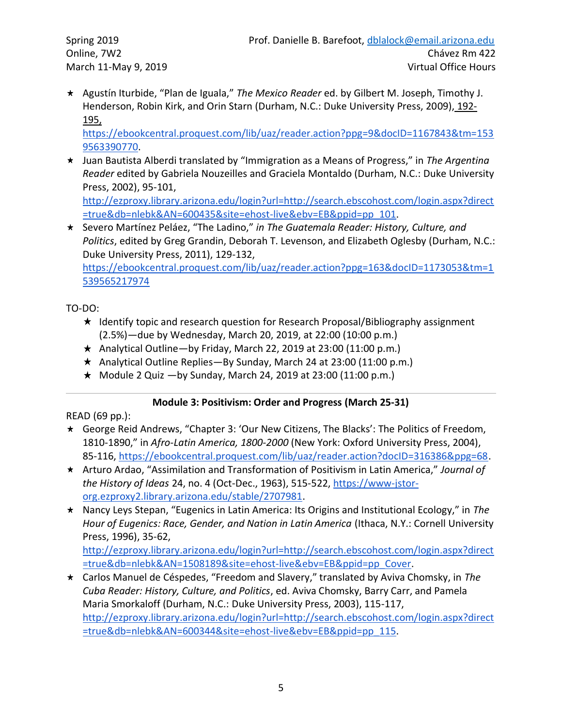- Agustín Iturbide, "Plan de Iguala," *The Mexico Reader* ed. by Gilbert M. Joseph, Timothy J. Henderson, Robin Kirk, and Orin Starn (Durham, N.C.: Duke University Press, 2009), 192-195, https://ebookcentral.proquest.com/lib/uaz/reader.action?ppg=9&docID=1167843&tm=1539563390770.
- Juan Bautista Alberdi translated by "Immigration as a Means of Progress," in *The Argentina Reader* edited by Gabriela Nouzeilles and Graciela Montaldo (Durham, N.C.: Duke University Press, 2002), 95-101, http://ezproxy.library.arizona.edu/login?url=http://search.ebscohost.com/login.aspx?direct=true&db=nlebk&AN=600435&site=ehost-live&ebv=EB&ppid=pp_101.
- Severo Martínez Peláez, "The Ladino," *in The Guatemala Reader: History, Culture, and Politics*, edited by Greg Grandin, Deborah T. Levenson, and Elizabeth Oglesby (Durham, N.C.: Duke University Press, 2011), 129-132, https://ebookcentral.proquest.com/lib/uaz/reader.action?ppg=163&docID=1173053&tm=1539565217974

TO-DO:

- Identify topic and research question for Research Proposal/Bibliography assignment (2.5%)—due by Wednesday, March 20, 2019, at 22:00 (10:00 p.m.)
- Analytical Outline—by Friday, March 22, 2019 at 23:00 (11:00 p.m.)
- Analytical Outline Replies—By Sunday, March 24 at 23:00 (11:00 p.m.)
- Module 2 Quiz —by Sunday, March 24, 2019 at 23:00 (11:00 p.m.)

---

**Module 3: Positivism: Order and Progress (March 25-31)**

READ (69 pp.):

- George Reid Andrews, "Chapter 3: 'Our New Citizens, The Blacks': The Politics of Freedom, 1810-1890," in *Afro-Latin America, 1800-2000* (New York: Oxford University Press, 2004), 85-116, https://ebookcentral.proquest.com/lib/uaz/reader.action?docID=316386&ppg=68.
- Arturo Ardao, "Assimilation and Transformation of Positivism in Latin America," *Journal of the History of Ideas* 24, no. 4 (Oct-Dec., 1963), 515-522, https://www-jstor-org.ezproxy2.library.arizona.edu/stable/2707981.
- Nancy Leys Stepan, "Eugenics in Latin America: Its Origins and Institutional Ecology," in *The Hour of Eugenics: Race, Gender, and Nation in Latin America* (Ithaca, N.Y.: Cornell University Press, 1996), 35-62, http://ezproxy.library.arizona.edu/login?url=http://search.ebscohost.com/login.aspx?direct=true&db=nlebk&AN=1508189&site=ehost-live&ebv=EB&ppid=pp_Cover.
- Carlos Manuel de Céspedes, "Freedom and Slavery," translated by Aviva Chomsky, in *The Cuba Reader: History, Culture, and Politics*, ed. Aviva Chomsky, Barry Carr, and Pamela Maria Smorkaloff (Durham, N.C.: Duke University Press, 2003), 115-117, http://ezproxy.library.arizona.edu/login?url=http://search.ebscohost.com/login.aspx?direct=true&db=nlebk&AN=600344&site=ehost-live&ebv=EB&ppid=pp_115.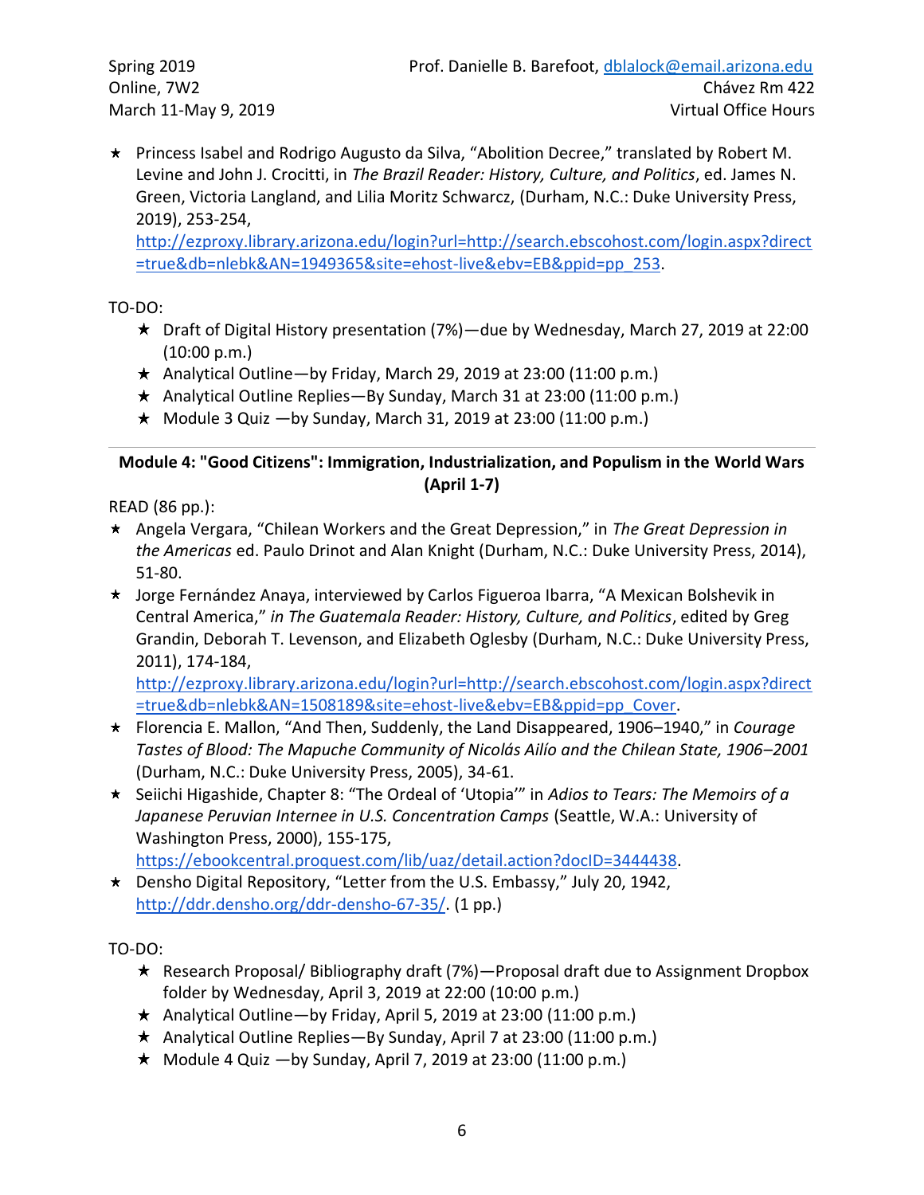- ★ Princess Isabel and Rodrigo Augusto da Silva, "Abolition Decree," translated by Robert M. Levine and John J. Crocitti, in *The Brazil Reader: History, Culture, and Politics*, ed. James N. Green, Victoria Langland, and Lilia Moritz Schwarcz, (Durham, N.C.: Duke University Press, 2019), 253-254, http://ezproxy.library.arizona.edu/login?url=http://search.ebscohost.com/login.aspx?direct=true&db=nlebk&AN=1949365&site=ehost-live&ebv=EB&ppid=pp_253.

TO-DO:

- ★ Draft of Digital History presentation (7%)—due by Wednesday, March 27, 2019 at 22:00 (10:00 p.m.)
- ★ Analytical Outline—by Friday, March 29, 2019 at 23:00 (11:00 p.m.)
- ★ Analytical Outline Replies—By Sunday, March 31 at 23:00 (11:00 p.m.)
- ★ Module 3 Quiz —by Sunday, March 31, 2019 at 23:00 (11:00 p.m.)

---

**Module 4: "Good Citizens": Immigration, Industrialization, and Populism in the World Wars (April 1-7)**

READ (86 pp.):

- ★ Angela Vergara, "Chilean Workers and the Great Depression," in *The Great Depression in the Americas* ed. Paulo Drinot and Alan Knight (Durham, N.C.: Duke University Press, 2014), 51-80.
- ★ Jorge Fernández Anaya, interviewed by Carlos Figueroa Ibarra, "A Mexican Bolshevik in Central America," *in The Guatemala Reader: History, Culture, and Politics*, edited by Greg Grandin, Deborah T. Levenson, and Elizabeth Oglesby (Durham, N.C.: Duke University Press, 2011), 174-184, http://ezproxy.library.arizona.edu/login?url=http://search.ebscohost.com/login.aspx?direct=true&db=nlebk&AN=1508189&site=ehost-live&ebv=EB&ppid=pp_Cover.
- ★ Florencia E. Mallon, "And Then, Suddenly, the Land Disappeared, 1906–1940," in *Courage Tastes of Blood: The Mapuche Community of Nicolás Ailío and the Chilean State, 1906–2001* (Durham, N.C.: Duke University Press, 2005), 34-61.
- ★ Seiichi Higashide, Chapter 8: "The Ordeal of 'Utopia'" in *Adios to Tears: The Memoirs of a Japanese Peruvian Internee in U.S. Concentration Camps* (Seattle, W.A.: University of Washington Press, 2000), 155-175, https://ebookcentral.proquest.com/lib/uaz/detail.action?docID=3444438.
- ★ Densho Digital Repository, "Letter from the U.S. Embassy," July 20, 1942, http://ddr.densho.org/ddr-densho-67-35/. (1 pp.)

TO-DO:

- ★ Research Proposal/ Bibliography draft (7%)—Proposal draft due to Assignment Dropbox folder by Wednesday, April 3, 2019 at 22:00 (10:00 p.m.)
- ★ Analytical Outline—by Friday, April 5, 2019 at 23:00 (11:00 p.m.)
- ★ Analytical Outline Replies—By Sunday, April 7 at 23:00 (11:00 p.m.)
- ★ Module 4 Quiz —by Sunday, April 7, 2019 at 23:00 (11:00 p.m.)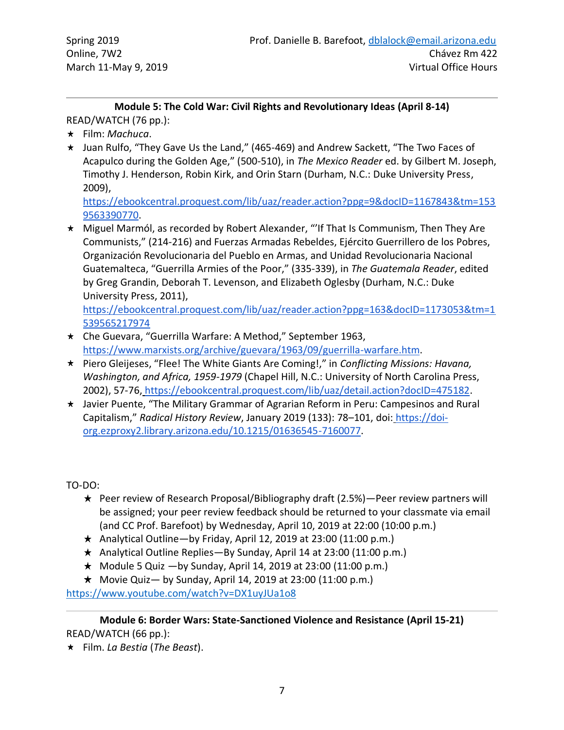## Module 5: The Cold War: Civil Rights and Revolutionary Ideas (April 8-14)

READ/WATCH (76 pp.):

- Film: *Machuca*.
- Juan Rulfo, "They Gave Us the Land," (465-469) and Andrew Sackett, "The Two Faces of Acapulco during the Golden Age," (500-510), in *The Mexico Reader* ed. by Gilbert M. Joseph, Timothy J. Henderson, Robin Kirk, and Orin Starn (Durham, N.C.: Duke University Press, 2009), https://ebookcentral.proquest.com/lib/uaz/reader.action?ppg=9&docID=1167843&tm=1539563390770.
- Miguel Marmól, as recorded by Robert Alexander, "'If That Is Communism, Then They Are Communists," (214-216) and Fuerzas Armadas Rebeldes, Ejército Guerrillero de los Pobres, Organización Revolucionaria del Pueblo en Armas, and Unidad Revolucionaria Nacional Guatemalteca, "Guerrilla Armies of the Poor," (335-339), in *The Guatemala Reader*, edited by Greg Grandin, Deborah T. Levenson, and Elizabeth Oglesby (Durham, N.C.: Duke University Press, 2011), https://ebookcentral.proquest.com/lib/uaz/reader.action?ppg=163&docID=1173053&tm=1539565217974
- Che Guevara, "Guerrilla Warfare: A Method," September 1963, https://www.marxists.org/archive/guevara/1963/09/guerrilla-warfare.htm.
- Piero Gleijeses, "Flee! The White Giants Are Coming!," in *Conflicting Missions: Havana, Washington, and Africa, 1959-1979* (Chapel Hill, N.C.: University of North Carolina Press, 2002), 57-76, https://ebookcentral.proquest.com/lib/uaz/detail.action?docID=475182.
- Javier Puente, "The Military Grammar of Agrarian Reform in Peru: Campesinos and Rural Capitalism," *Radical History Review*, January 2019 (133): 78–101, doi: https://doi-org.ezproxy2.library.arizona.edu/10.1215/01636545-7160077.

TO-DO:

- Peer review of Research Proposal/Bibliography draft (2.5%)—Peer review partners will be assigned; your peer review feedback should be returned to your classmate via email (and CC Prof. Barefoot) by Wednesday, April 10, 2019 at 22:00 (10:00 p.m.)
- Analytical Outline—by Friday, April 12, 2019 at 23:00 (11:00 p.m.)
- Analytical Outline Replies—By Sunday, April 14 at 23:00 (11:00 p.m.)
- Module 5 Quiz —by Sunday, April 14, 2019 at 23:00 (11:00 p.m.)
- Movie Quiz— by Sunday, April 14, 2019 at 23:00 (11:00 p.m.)

https://www.youtube.com/watch?v=DX1uyJUa1o8

## Module 6: Border Wars: State-Sanctioned Violence and Resistance (April 15-21)

READ/WATCH (66 pp.):

- Film. *La Bestia* (*The Beast*).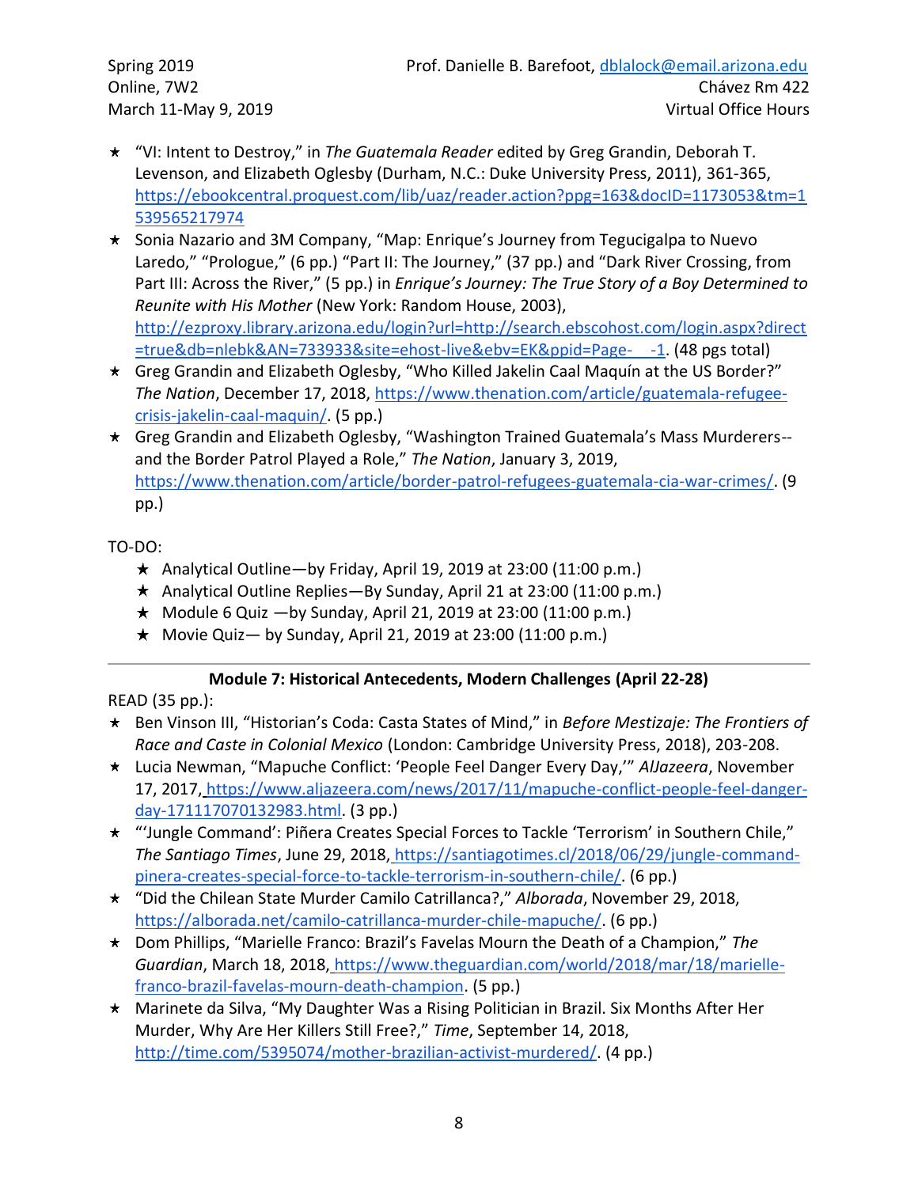- "VI: Intent to Destroy," in *The Guatemala Reader* edited by Greg Grandin, Deborah T. Levenson, and Elizabeth Oglesby (Durham, N.C.: Duke University Press, 2011), 361-365, https://ebookcentral.proquest.com/lib/uaz/reader.action?ppg=163&docID=1173053&tm=1539565217974
- Sonia Nazario and 3M Company, "Map: Enrique's Journey from Tegucigalpa to Nuevo Laredo," "Prologue," (6 pp.) "Part II: The Journey," (37 pp.) and "Dark River Crossing, from Part III: Across the River," (5 pp.) in *Enrique's Journey: The True Story of a Boy Determined to Reunite with His Mother* (New York: Random House, 2003), http://ezproxy.library.arizona.edu/login?url=http://search.ebscohost.com/login.aspx?direct=true&db=nlebk&AN=733933&site=ehost-live&ebv=EK&ppid=Page-__-1. (48 pgs total)
- Greg Grandin and Elizabeth Oglesby, "Who Killed Jakelin Caal Maquín at the US Border?" *The Nation*, December 17, 2018, https://www.thenation.com/article/guatemala-refugee-crisis-jakelin-caal-maquin/. (5 pp.)
- Greg Grandin and Elizabeth Oglesby, "Washington Trained Guatemala's Mass Murderers--and the Border Patrol Played a Role," *The Nation*, January 3, 2019, https://www.thenation.com/article/border-patrol-refugees-guatemala-cia-war-crimes/. (9 pp.)

TO-DO:

- Analytical Outline—by Friday, April 19, 2019 at 23:00 (11:00 p.m.)
- Analytical Outline Replies—By Sunday, April 21 at 23:00 (11:00 p.m.)
- Module 6 Quiz —by Sunday, April 21, 2019 at 23:00 (11:00 p.m.)
- Movie Quiz— by Sunday, April 21, 2019 at 23:00 (11:00 p.m.)

---

## Module 7: Historical Antecedents, Modern Challenges (April 22-28)

READ (35 pp.):

- Ben Vinson III, "Historian's Coda: Casta States of Mind," in *Before Mestizaje: The Frontiers of Race and Caste in Colonial Mexico* (London: Cambridge University Press, 2018), 203-208.
- Lucia Newman, "Mapuche Conflict: 'People Feel Danger Every Day,'" *AlJazeera*, November 17, 2017, https://www.aljazeera.com/news/2017/11/mapuche-conflict-people-feel-danger-day-171117070132983.html. (3 pp.)
- "'Jungle Command': Piñera Creates Special Forces to Tackle 'Terrorism' in Southern Chile," *The Santiago Times*, June 29, 2018, https://santiagotimes.cl/2018/06/29/jungle-command-pinera-creates-special-force-to-tackle-terrorism-in-southern-chile/. (6 pp.)
- "Did the Chilean State Murder Camilo Catrillanca?," *Alborada*, November 29, 2018, https://alborada.net/camilo-catrillanca-murder-chile-mapuche/. (6 pp.)
- Dom Phillips, "Marielle Franco: Brazil's Favelas Mourn the Death of a Champion," *The Guardian*, March 18, 2018, https://www.theguardian.com/world/2018/mar/18/marielle-franco-brazil-favelas-mourn-death-champion. (5 pp.)
- Marinete da Silva, "My Daughter Was a Rising Politician in Brazil. Six Months After Her Murder, Why Are Her Killers Still Free?," *Time*, September 14, 2018, http://time.com/5395074/mother-brazilian-activist-murdered/. (4 pp.)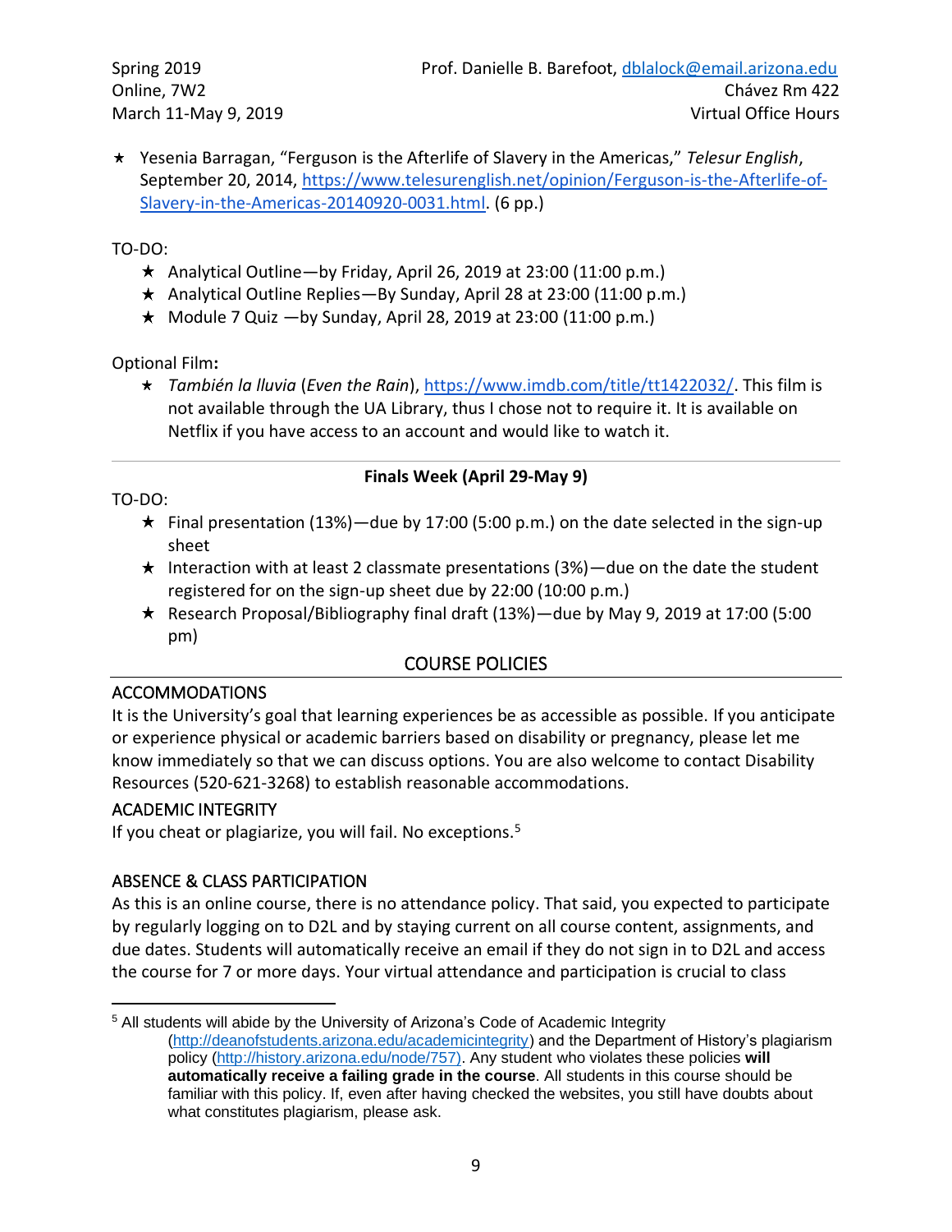- Yesenia Barragan, "Ferguson is the Afterlife of Slavery in the Americas," *Telesur English*, September 20, 2014, https://www.telesurenglish.net/opinion/Ferguson-is-the-Afterlife-of-Slavery-in-the-Americas-20140920-0031.html. (6 pp.)

TO-DO:

- Analytical Outline—by Friday, April 26, 2019 at 23:00 (11:00 p.m.)
- Analytical Outline Replies—By Sunday, April 28 at 23:00 (11:00 p.m.)
- Module 7 Quiz —by Sunday, April 28, 2019 at 23:00 (11:00 p.m.)

Optional Film**:**

- *También la lluvia* (*Even the Rain*), https://www.imdb.com/title/tt1422032/. This film is not available through the UA Library, thus I chose not to require it. It is available on Netflix if you have access to an account and would like to watch it.

---

**Finals Week (April 29-May 9)**

TO-DO:

- Final presentation (13%)—due by 17:00 (5:00 p.m.) on the date selected in the sign-up sheet
- Interaction with at least 2 classmate presentations (3%)—due on the date the student registered for on the sign-up sheet due by 22:00 (10:00 p.m.)
- Research Proposal/Bibliography final draft (13%)—due by May 9, 2019 at 17:00 (5:00 pm)

## COURSE POLICIES

### ACCOMMODATIONS

It is the University's goal that learning experiences be as accessible as possible. If you anticipate or experience physical or academic barriers based on disability or pregnancy, please let me know immediately so that we can discuss options. You are also welcome to contact Disability Resources (520-621-3268) to establish reasonable accommodations.

### ACADEMIC INTEGRITY

If you cheat or plagiarize, you will fail. No exceptions.[5]

### ABSENCE & CLASS PARTICIPATION

As this is an online course, there is no attendance policy. That said, you expected to participate by regularly logging on to D2L and by staying current on all course content, assignments, and due dates. Students will automatically receive an email if they do not sign in to D2L and access the course for 7 or more days. Your virtual attendance and participation is crucial to class

---

[5] All students will abide by the University of Arizona's Code of Academic Integrity (http://deanofstudents.arizona.edu/academicintegrity) and the Department of History's plagiarism policy (http://history.arizona.edu/node/757). Any student who violates these policies **will automatically receive a failing grade in the course**. All students in this course should be familiar with this policy. If, even after having checked the websites, you still have doubts about what constitutes plagiarism, please ask.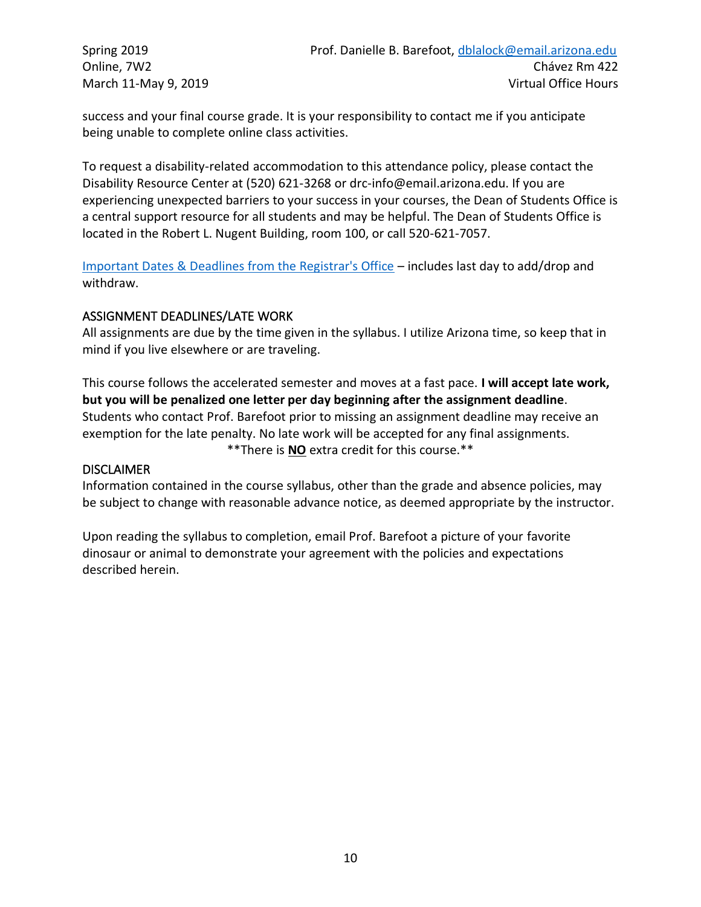success and your final course grade. It is your responsibility to contact me if you anticipate being unable to complete online class activities.

To request a disability-related accommodation to this attendance policy, please contact the Disability Resource Center at (520) 621-3268 or drc-info@email.arizona.edu. If you are experiencing unexpected barriers to your success in your courses, the Dean of Students Office is a central support resource for all students and may be helpful. The Dean of Students Office is located in the Robert L. Nugent Building, room 100, or call 520-621-7057.

Important Dates & Deadlines from the Registrar's Office – includes last day to add/drop and withdraw.

## ASSIGNMENT DEADLINES/LATE WORK

All assignments are due by the time given in the syllabus. I utilize Arizona time, so keep that in mind if you live elsewhere or are traveling.

This course follows the accelerated semester and moves at a fast pace. **I will accept late work, but you will be penalized one letter per day beginning after the assignment deadline**. Students who contact Prof. Barefoot prior to missing an assignment deadline may receive an exemption for the late penalty. No late work will be accepted for any final assignments.

**There is **NO** extra credit for this course.**

## DISCLAIMER

Information contained in the course syllabus, other than the grade and absence policies, may be subject to change with reasonable advance notice, as deemed appropriate by the instructor.

Upon reading the syllabus to completion, email Prof. Barefoot a picture of your favorite dinosaur or animal to demonstrate your agreement with the policies and expectations described herein.